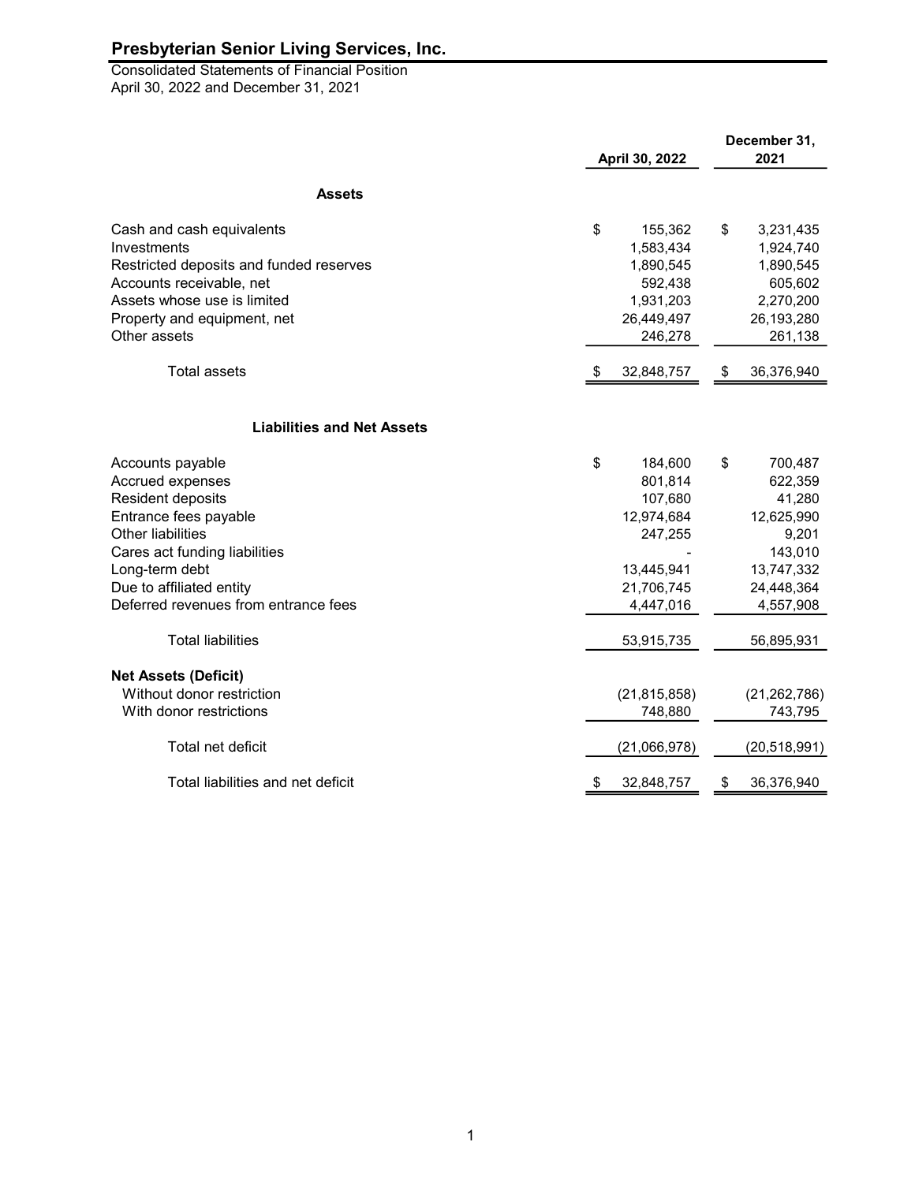# Presbyterian Senior Living Services, Inc.

Consolidated Statements of Financial Position
April 30, 2022 and December 31, 2021

| | April 30, 2022 | December 31, 2021 |
|---|---|---|
| **Assets** | | |
| Cash and cash equivalents | $ 155,362 | $ 3,231,435 |
| Investments | 1,583,434 | 1,924,740 |
| Restricted deposits and funded reserves | 1,890,545 | 1,890,545 |
| Accounts receivable, net | 592,438 | 605,602 |
| Assets whose use is limited | 1,931,203 | 2,270,200 |
| Property and equipment, net | 26,449,497 | 26,193,280 |
| Other assets | 246,278 | 261,138 |
| Total assets | $ 32,848,757 | $ 36,376,940 |
| **Liabilities and Net Assets** | | |
| Accounts payable | $ 184,600 | $ 700,487 |
| Accrued expenses | 801,814 | 622,359 |
| Resident deposits | 107,680 | 41,280 |
| Entrance fees payable | 12,974,684 | 12,625,990 |
| Other liabilities | 247,255 | 9,201 |
| Cares act funding liabilities | - | 143,010 |
| Long-term debt | 13,445,941 | 13,747,332 |
| Due to affiliated entity | 21,706,745 | 24,448,364 |
| Deferred revenues from entrance fees | 4,447,016 | 4,557,908 |
| Total liabilities | 53,915,735 | 56,895,931 |
| **Net Assets (Deficit)** | | |
| Without donor restriction | (21,815,858) | (21,262,786) |
| With donor restrictions | 748,880 | 743,795 |
| Total net deficit | (21,066,978) | (20,518,991) |
| Total liabilities and net deficit | $ 32,848,757 | $ 36,376,940 |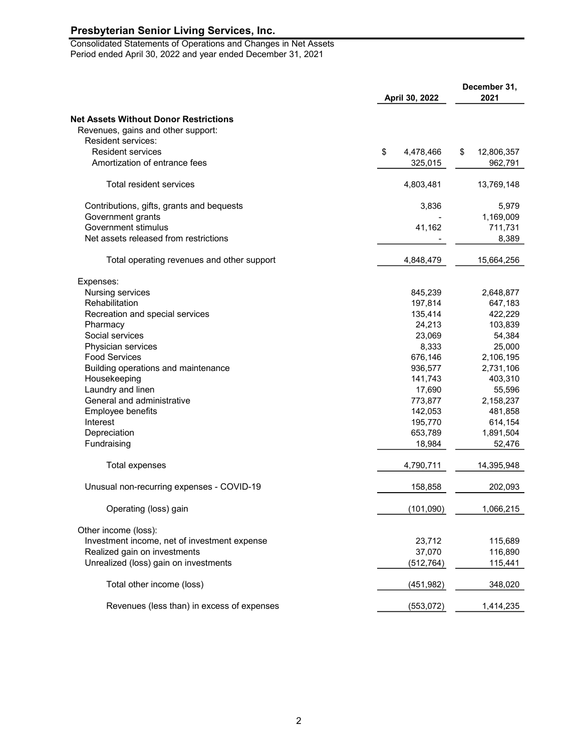# Presbyterian Senior Living Services, Inc.

Consolidated Statements of Operations and Changes in Net Assets
Period ended April 30, 2022 and year ended December 31, 2021

| | April 30, 2022 | December 31, 2021 |
|---|---|---|
| **Net Assets Without Donor Restrictions** | | |
| Revenues, gains and other support: | | |
| Resident services: | | |
| Resident services | $ 4,478,466 | $ 12,806,357 |
| Amortization of entrance fees | 325,015 | 962,791 |
| Total resident services | 4,803,481 | 13,769,148 |
| Contributions, gifts, grants and bequests | 3,836 | 5,979 |
| Government grants | - | 1,169,009 |
| Government stimulus | 41,162 | 711,731 |
| Net assets released from restrictions | - | 8,389 |
| Total operating revenues and other support | 4,848,479 | 15,664,256 |
| Expenses: | | |
| Nursing services | 845,239 | 2,648,877 |
| Rehabilitation | 197,814 | 647,183 |
| Recreation and special services | 135,414 | 422,229 |
| Pharmacy | 24,213 | 103,839 |
| Social services | 23,069 | 54,384 |
| Physician services | 8,333 | 25,000 |
| Food Services | 676,146 | 2,106,195 |
| Building operations and maintenance | 936,577 | 2,731,106 |
| Housekeeping | 141,743 | 403,310 |
| Laundry and linen | 17,690 | 55,596 |
| General and administrative | 773,877 | 2,158,237 |
| Employee benefits | 142,053 | 481,858 |
| Interest | 195,770 | 614,154 |
| Depreciation | 653,789 | 1,891,504 |
| Fundraising | 18,984 | 52,476 |
| Total expenses | 4,790,711 | 14,395,948 |
| Unusual non-recurring expenses - COVID-19 | 158,858 | 202,093 |
| Operating (loss) gain | (101,090) | 1,066,215 |
| Other income (loss): | | |
| Investment income, net of investment expense | 23,712 | 115,689 |
| Realized gain on investments | 37,070 | 116,890 |
| Unrealized (loss) gain on investments | (512,764) | 115,441 |
| Total other income (loss) | (451,982) | 348,020 |
| Revenues (less than) in excess of expenses | (553,072) | 1,414,235 |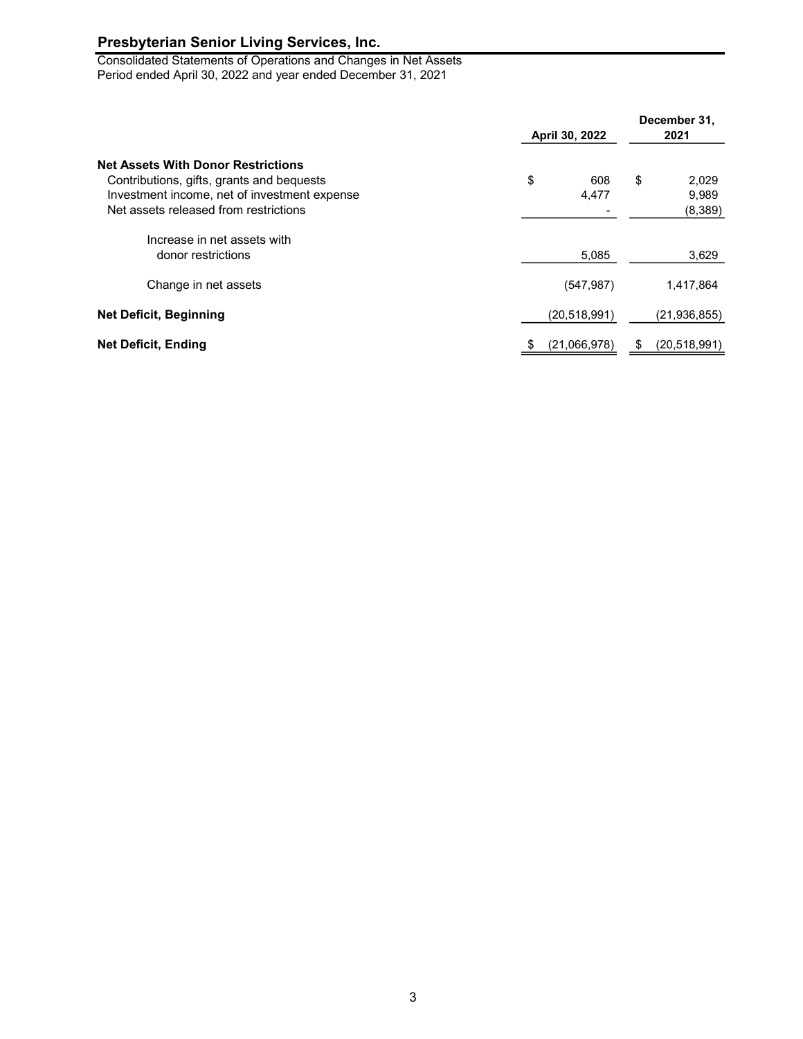## Presbyterian Senior Living Services, Inc.

Consolidated Statements of Operations and Changes in Net Assets
Period ended April 30, 2022 and year ended December 31, 2021

| | April 30, 2022 | December 31, 2021 |
|---|---|---|
| **Net Assets With Donor Restrictions** | | |
| Contributions, gifts, grants and bequests | $ 608 | $ 2,029 |
| Investment income, net of investment expense | 4,477 | 9,989 |
| Net assets released from restrictions | - | (8,389) |
| Increase in net assets with donor restrictions | 5,085 | 3,629 |
| Change in net assets | (547,987) | 1,417,864 |
| **Net Deficit, Beginning** | (20,518,991) | (21,936,855) |
| **Net Deficit, Ending** | $ (21,066,978) | $ (20,518,991) |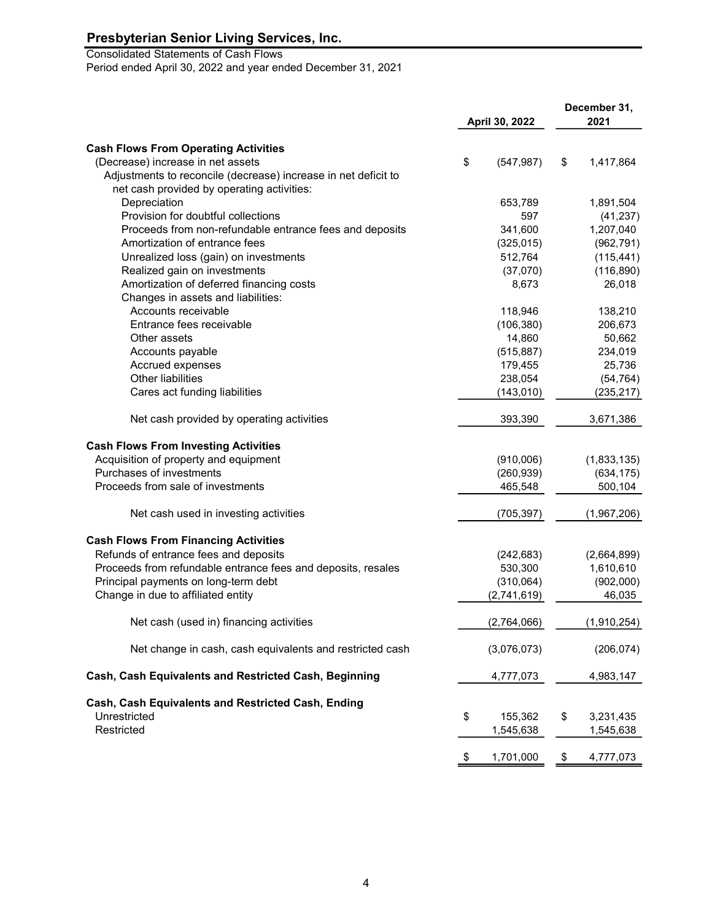# Presbyterian Senior Living Services, Inc.

Consolidated Statements of Cash Flows
Period ended April 30, 2022 and year ended December 31, 2021

| | April 30, 2022 | December 31, 2021 |
|---|---|---|
| **Cash Flows From Operating Activities** | | |
| (Decrease) increase in net assets | $ (547,987) | $ 1,417,864 |
| Adjustments to reconcile (decrease) increase in net deficit to net cash provided by operating activities: | | |
| Depreciation | 653,789 | 1,891,504 |
| Provision for doubtful collections | 597 | (41,237) |
| Proceeds from non-refundable entrance fees and deposits | 341,600 | 1,207,040 |
| Amortization of entrance fees | (325,015) | (962,791) |
| Unrealized loss (gain) on investments | 512,764 | (115,441) |
| Realized gain on investments | (37,070) | (116,890) |
| Amortization of deferred financing costs | 8,673 | 26,018 |
| Changes in assets and liabilities: | | |
| Accounts receivable | 118,946 | 138,210 |
| Entrance fees receivable | (106,380) | 206,673 |
| Other assets | 14,860 | 50,662 |
| Accounts payable | (515,887) | 234,019 |
| Accrued expenses | 179,455 | 25,736 |
| Other liabilities | 238,054 | (54,764) |
| Cares act funding liabilities | (143,010) | (235,217) |
| Net cash provided by operating activities | 393,390 | 3,671,386 |
| **Cash Flows From Investing Activities** | | |
| Acquisition of property and equipment | (910,006) | (1,833,135) |
| Purchases of investments | (260,939) | (634,175) |
| Proceeds from sale of investments | 465,548 | 500,104 |
| Net cash used in investing activities | (705,397) | (1,967,206) |
| **Cash Flows From Financing Activities** | | |
| Refunds of entrance fees and deposits | (242,683) | (2,664,899) |
| Proceeds from refundable entrance fees and deposits, resales | 530,300 | 1,610,610 |
| Principal payments on long-term debt | (310,064) | (902,000) |
| Change in due to affiliated entity | (2,741,619) | 46,035 |
| Net cash (used in) financing activities | (2,764,066) | (1,910,254) |
| Net change in cash, cash equivalents and restricted cash | (3,076,073) | (206,074) |
| **Cash, Cash Equivalents and Restricted Cash, Beginning** | 4,777,073 | 4,983,147 |
| **Cash, Cash Equivalents and Restricted Cash, Ending** | | |
| Unrestricted | $ 155,362 | $ 3,231,435 |
| Restricted | 1,545,638 | 1,545,638 |
| | $ 1,701,000 | $ 4,777,073 |